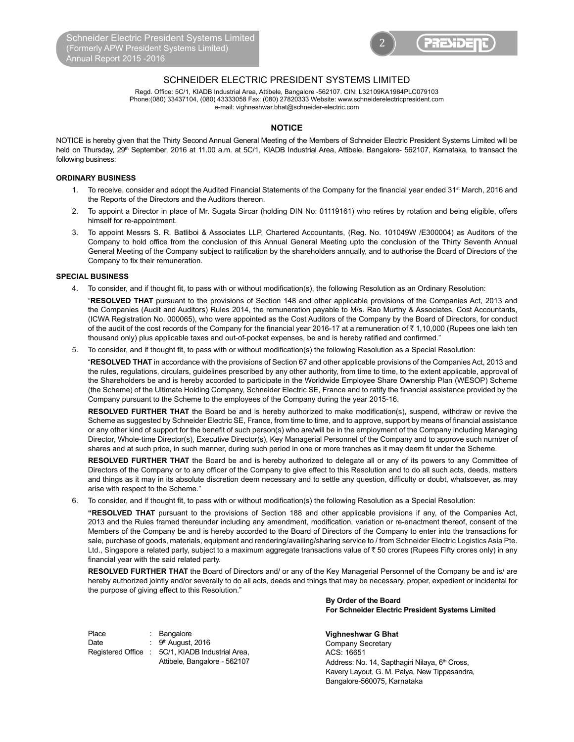# SCHNEIDER ELECTRIC PRESIDENT SYSTEMS LIMITED

Regd. Office: 5C/1, KIADB Industrial Area, Attibele, Bangalore -562107. CIN: L32109KA1984PLC079103
Phone:(080) 33437104, (080) 43333058 Fax: (080) 27820333 Website: www.schneiderelectricpresident.com
e-mail: vighneshwar.bhat@schneider-electric.com

## NOTICE

NOTICE is hereby given that the Thirty Second Annual General Meeting of the Members of Schneider Electric President Systems Limited will be held on Thursday, 29th September, 2016 at 11.00 a.m. at 5C/1, KIADB Industrial Area, Attibele, Bangalore- 562107, Karnataka, to transact the following business:

### ORDINARY BUSINESS

1. To receive, consider and adopt the Audited Financial Statements of the Company for the financial year ended 31st March, 2016 and the Reports of the Directors and the Auditors thereon.
2. To appoint a Director in place of Mr. Sugata Sircar (holding DIN No: 01119161) who retires by rotation and being eligible, offers himself for re-appointment.
3. To appoint Messrs S. R. Batliboi & Associates LLP, Chartered Accountants, (Reg. No. 101049W /E300004) as Auditors of the Company to hold office from the conclusion of this Annual General Meeting upto the conclusion of the Thirty Seventh Annual General Meeting of the Company subject to ratification by the shareholders annually, and to authorise the Board of Directors of the Company to fix their remuneration.

### SPECIAL BUSINESS

4. To consider, and if thought fit, to pass with or without modification(s), the following Resolution as an Ordinary Resolution:

   "**RESOLVED THAT** pursuant to the provisions of Section 148 and other applicable provisions of the Companies Act, 2013 and the Companies (Audit and Auditors) Rules 2014, the remuneration payable to M/s. Rao Murthy & Associates, Cost Accountants, (ICWA Registration No. 000065), who were appointed as the Cost Auditors of the Company by the Board of Directors, for conduct of the audit of the cost records of the Company for the financial year 2016-17 at a remuneration of ₹ 1,10,000 (Rupees one lakh ten thousand only) plus applicable taxes and out-of-pocket expenses, be and is hereby ratified and confirmed."

5. To consider, and if thought fit, to pass with or without modification(s) the following Resolution as a Special Resolution:

   "**RESOLVED THAT** in accordance with the provisions of Section 67 and other applicable provisions of the Companies Act, 2013 and the rules, regulations, circulars, guidelines prescribed by any other authority, from time to time, to the extent applicable, approval of the Shareholders be and is hereby accorded to participate in the Worldwide Employee Share Ownership Plan (WESOP) Scheme (the Scheme) of the Ultimate Holding Company, Schneider Electric SE, France and to ratify the financial assistance provided by the Company pursuant to the Scheme to the employees of the Company during the year 2015-16.

   **RESOLVED FURTHER THAT** the Board be and is hereby authorized to make modification(s), suspend, withdraw or revive the Scheme as suggested by Schneider Electric SE, France, from time to time, and to approve, support by means of financial assistance or any other kind of support for the benefit of such person(s) who are/will be in the employment of the Company including Managing Director, Whole-time Director(s), Executive Director(s), Key Managerial Personnel of the Company and to approve such number of shares and at such price, in such manner, during such period in one or more tranches as it may deem fit under the Scheme.

   **RESOLVED FURTHER THAT** the Board be and is hereby authorized to delegate all or any of its powers to any Committee of Directors of the Company or to any officer of the Company to give effect to this Resolution and to do all such acts, deeds, matters and things as it may in its absolute discretion deem necessary and to settle any question, difficulty or doubt, whatsoever, as may arise with respect to the Scheme."

6. To consider, and if thought fit, to pass with or without modification(s) the following Resolution as a Special Resolution:

   "**RESOLVED THAT** pursuant to the provisions of Section 188 and other applicable provisions if any, of the Companies Act, 2013 and the Rules framed thereunder including any amendment, modification, variation or re-enactment thereof, consent of the Members of the Company be and is hereby accorded to the Board of Directors of the Company to enter into the transactions for sale, purchase of goods, materials, equipment and rendering/availing/sharing service to / from Schneider Electric Logistics Asia Pte. Ltd., Singapore a related party, subject to a maximum aggregate transactions value of ₹ 50 crores (Rupees Fifty crores only) in any financial year with the said related party.

   **RESOLVED FURTHER THAT** the Board of Directors and/ or any of the Key Managerial Personnel of the Company be and is/ are hereby authorized jointly and/or severally to do all acts, deeds and things that may be necessary, proper, expedient or incidental for the purpose of giving effect to this Resolution."

**By Order of the Board**
**For Schneider Electric President Systems Limited**

**Vighneshwar G Bhat**
Company Secretary
ACS: 16651
Address: No. 14, Sapthagiri Nilaya, 6th Cross,
Kavery Layout, G. M. Palya, New Tippasandra,
Bangalore-560075, Karnataka

Place : Bangalore
Date : 9th August, 2016
Registered Office : 5C/1, KIADB Industrial Area, Attibele, Bangalore - 562107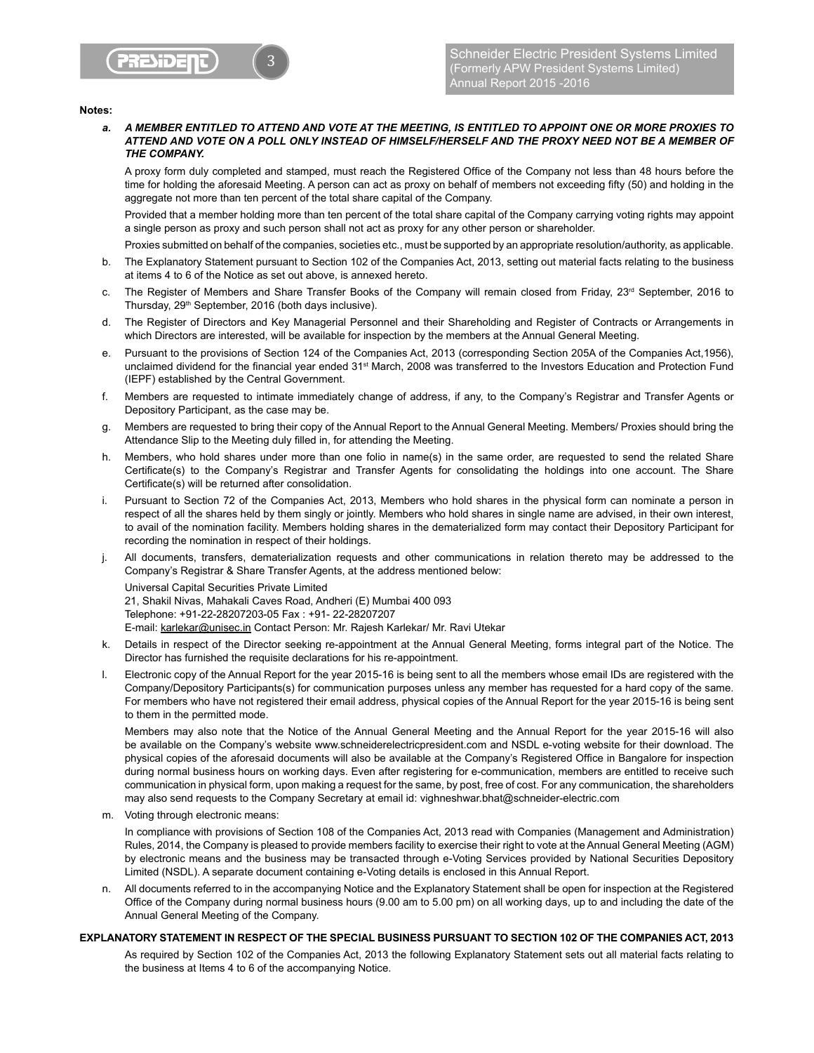**Notes:**

a. ***A MEMBER ENTITLED TO ATTEND AND VOTE AT THE MEETING, IS ENTITLED TO APPOINT ONE OR MORE PROXIES TO ATTEND AND VOTE ON A POLL ONLY INSTEAD OF HIMSELF/HERSELF AND THE PROXY NEED NOT BE A MEMBER OF THE COMPANY.***

   A proxy form duly completed and stamped, must reach the Registered Office of the Company not less than 48 hours before the time for holding the aforesaid Meeting. A person can act as proxy on behalf of members not exceeding fifty (50) and holding in the aggregate not more than ten percent of the total share capital of the Company.

   Provided that a member holding more than ten percent of the total share capital of the Company carrying voting rights may appoint a single person as proxy and such person shall not act as proxy for any other person or shareholder.

   Proxies submitted on behalf of the companies, societies etc., must be supported by an appropriate resolution/authority, as applicable.

b. The Explanatory Statement pursuant to Section 102 of the Companies Act, 2013, setting out material facts relating to the business at items 4 to 6 of the Notice as set out above, is annexed hereto.

c. The Register of Members and Share Transfer Books of the Company will remain closed from Friday, 23rd September, 2016 to Thursday, 29th September, 2016 (both days inclusive).

d. The Register of Directors and Key Managerial Personnel and their Shareholding and Register of Contracts or Arrangements in which Directors are interested, will be available for inspection by the members at the Annual General Meeting.

e. Pursuant to the provisions of Section 124 of the Companies Act, 2013 (corresponding Section 205A of the Companies Act,1956), unclaimed dividend for the financial year ended 31st March, 2008 was transferred to the Investors Education and Protection Fund (IEPF) established by the Central Government.

f. Members are requested to intimate immediately change of address, if any, to the Company's Registrar and Transfer Agents or Depository Participant, as the case may be.

g. Members are requested to bring their copy of the Annual Report to the Annual General Meeting. Members/ Proxies should bring the Attendance Slip to the Meeting duly filled in, for attending the Meeting.

h. Members, who hold shares under more than one folio in name(s) in the same order, are requested to send the related Share Certificate(s) to the Company's Registrar and Transfer Agents for consolidating the holdings into one account. The Share Certificate(s) will be returned after consolidation.

i. Pursuant to Section 72 of the Companies Act, 2013, Members who hold shares in the physical form can nominate a person in respect of all the shares held by them singly or jointly. Members who hold shares in single name are advised, in their own interest, to avail of the nomination facility. Members holding shares in the dematerialized form may contact their Depository Participant for recording the nomination in respect of their holdings.

j. All documents, transfers, dematerialization requests and other communications in relation thereto may be addressed to the Company's Registrar & Share Transfer Agents, at the address mentioned below:

   Universal Capital Securities Private Limited
   21, Shakil Nivas, Mahakali Caves Road, Andheri (E) Mumbai 400 093
   Telephone: +91-22-28207203-05 Fax : +91- 22-28207207
   E-mail: karlekar@unisec.in Contact Person: Mr. Rajesh Karlekar/ Mr. Ravi Utekar

k. Details in respect of the Director seeking re-appointment at the Annual General Meeting, forms integral part of the Notice. The Director has furnished the requisite declarations for his re-appointment.

l. Electronic copy of the Annual Report for the year 2015-16 is being sent to all the members whose email IDs are registered with the Company/Depository Participants(s) for communication purposes unless any member has requested for a hard copy of the same. For members who have not registered their email address, physical copies of the Annual Report for the year 2015-16 is being sent to them in the permitted mode.

   Members may also note that the Notice of the Annual General Meeting and the Annual Report for the year 2015-16 will also be available on the Company's website www.schneiderelectricpresident.com and NSDL e-voting website for their download. The physical copies of the aforesaid documents will also be available at the Company's Registered Office in Bangalore for inspection during normal business hours on working days. Even after registering for e-communication, members are entitled to receive such communication in physical form, upon making a request for the same, by post, free of cost. For any communication, the shareholders may also send requests to the Company Secretary at email id: vighneshwar.bhat@schneider-electric.com

m. Voting through electronic means:

   In compliance with provisions of Section 108 of the Companies Act, 2013 read with Companies (Management and Administration) Rules, 2014, the Company is pleased to provide members facility to exercise their right to vote at the Annual General Meeting (AGM) by electronic means and the business may be transacted through e-Voting Services provided by National Securities Depository Limited (NSDL). A separate document containing e-Voting details is enclosed in this Annual Report.

n. All documents referred to in the accompanying Notice and the Explanatory Statement shall be open for inspection at the Registered Office of the Company during normal business hours (9.00 am to 5.00 pm) on all working days, up to and including the date of the Annual General Meeting of the Company.

**EXPLANATORY STATEMENT IN RESPECT OF THE SPECIAL BUSINESS PURSUANT TO SECTION 102 OF THE COMPANIES ACT, 2013**

As required by Section 102 of the Companies Act, 2013 the following Explanatory Statement sets out all material facts relating to the business at Items 4 to 6 of the accompanying Notice.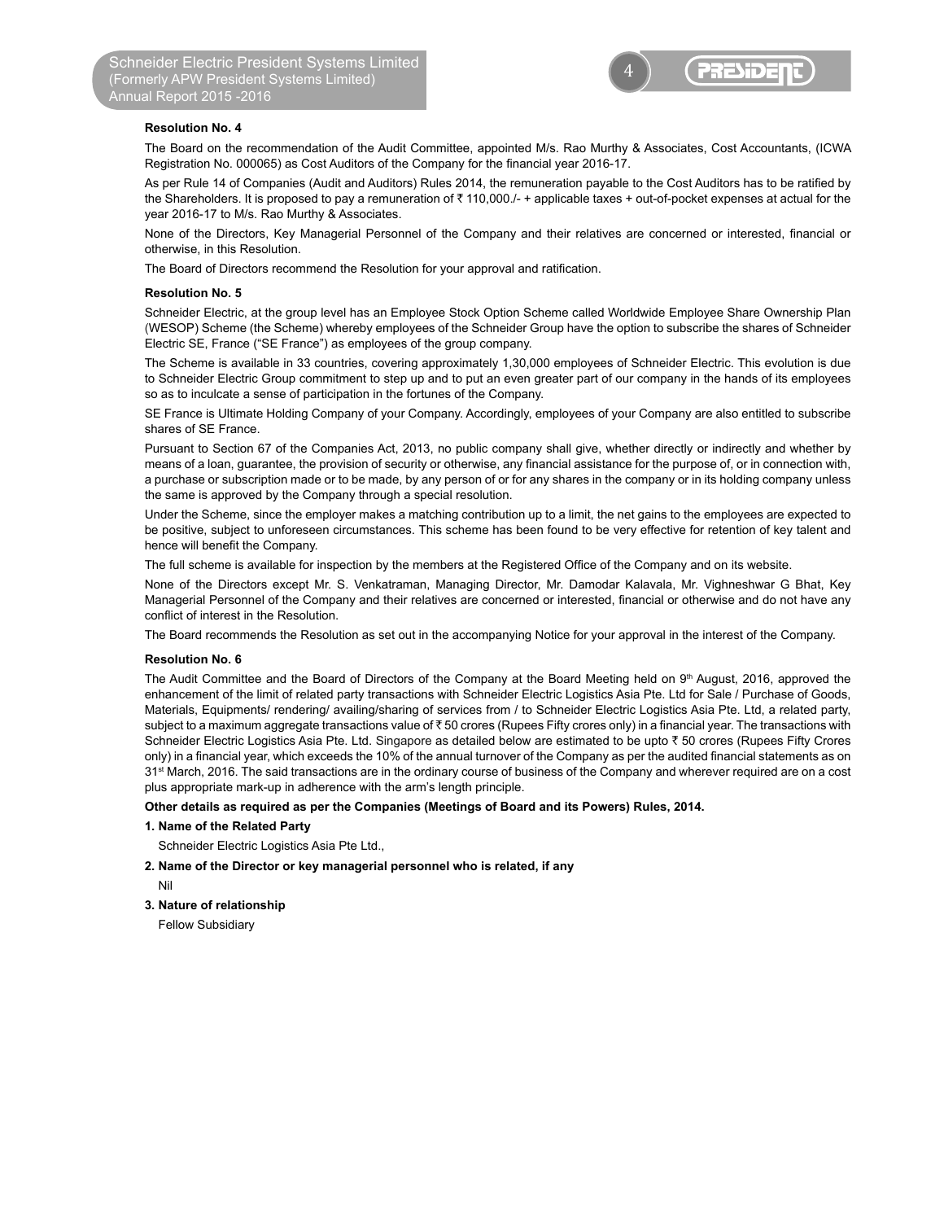**Resolution No. 4**

The Board on the recommendation of the Audit Committee, appointed M/s. Rao Murthy & Associates, Cost Accountants, (ICWA Registration No. 000065) as Cost Auditors of the Company for the financial year 2016-17.

As per Rule 14 of Companies (Audit and Auditors) Rules 2014, the remuneration payable to the Cost Auditors has to be ratified by the Shareholders. It is proposed to pay a remuneration of ₹ 110,000./- + applicable taxes + out-of-pocket expenses at actual for the year 2016-17 to M/s. Rao Murthy & Associates.

None of the Directors, Key Managerial Personnel of the Company and their relatives are concerned or interested, financial or otherwise, in this Resolution.

The Board of Directors recommend the Resolution for your approval and ratification.

**Resolution No. 5**

Schneider Electric, at the group level has an Employee Stock Option Scheme called Worldwide Employee Share Ownership Plan (WESOP) Scheme (the Scheme) whereby employees of the Schneider Group have the option to subscribe the shares of Schneider Electric SE, France ("SE France") as employees of the group company.

The Scheme is available in 33 countries, covering approximately 1,30,000 employees of Schneider Electric. This evolution is due to Schneider Electric Group commitment to step up and to put an even greater part of our company in the hands of its employees so as to inculcate a sense of participation in the fortunes of the Company.

SE France is Ultimate Holding Company of your Company. Accordingly, employees of your Company are also entitled to subscribe shares of SE France.

Pursuant to Section 67 of the Companies Act, 2013, no public company shall give, whether directly or indirectly and whether by means of a loan, guarantee, the provision of security or otherwise, any financial assistance for the purpose of, or in connection with, a purchase or subscription made or to be made, by any person of or for any shares in the company or in its holding company unless the same is approved by the Company through a special resolution.

Under the Scheme, since the employer makes a matching contribution up to a limit, the net gains to the employees are expected to be positive, subject to unforeseen circumstances. This scheme has been found to be very effective for retention of key talent and hence will benefit the Company.

The full scheme is available for inspection by the members at the Registered Office of the Company and on its website.

None of the Directors except Mr. S. Venkatraman, Managing Director, Mr. Damodar Kalavala, Mr. Vighneshwar G Bhat, Key Managerial Personnel of the Company and their relatives are concerned or interested, financial or otherwise and do not have any conflict of interest in the Resolution.

The Board recommends the Resolution as set out in the accompanying Notice for your approval in the interest of the Company.

**Resolution No. 6**

The Audit Committee and the Board of Directors of the Company at the Board Meeting held on 9th August, 2016, approved the enhancement of the limit of related party transactions with Schneider Electric Logistics Asia Pte. Ltd for Sale / Purchase of Goods, Materials, Equipments/ rendering/ availing/sharing of services from / to Schneider Electric Logistics Asia Pte. Ltd, a related party, subject to a maximum aggregate transactions value of ₹ 50 crores (Rupees Fifty crores only) in a financial year. The transactions with Schneider Electric Logistics Asia Pte. Ltd. Singapore as detailed below are estimated to be upto ₹ 50 crores (Rupees Fifty Crores only) in a financial year, which exceeds the 10% of the annual turnover of the Company as per the audited financial statements as on 31st March, 2016. The said transactions are in the ordinary course of business of the Company and wherever required are on a cost plus appropriate mark-up in adherence with the arm's length principle.

**Other details as required as per the Companies (Meetings of Board and its Powers) Rules, 2014.**

**1. Name of the Related Party**

Schneider Electric Logistics Asia Pte Ltd.,

**2. Name of the Director or key managerial personnel who is related, if any**

Nil

**3. Nature of relationship**

Fellow Subsidiary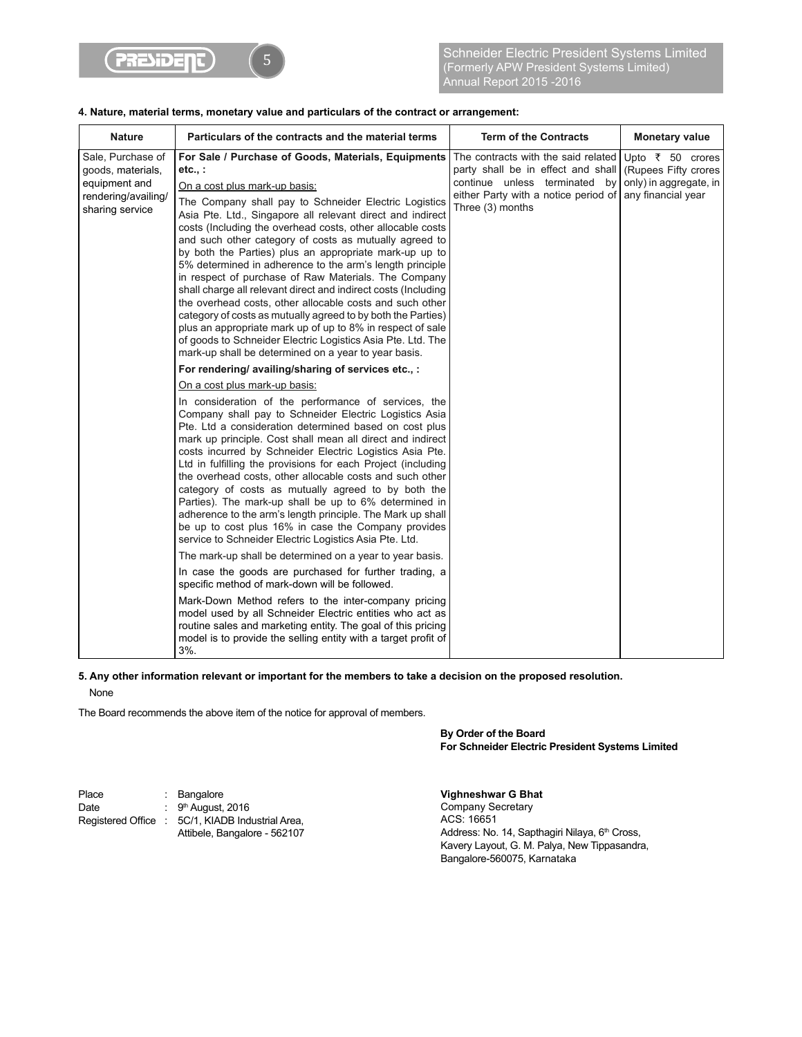**4. Nature, material terms, monetary value and particulars of the contract or arrangement:**

| Nature | Particulars of the contracts and the material terms | Term of the Contracts | Monetary value |
|---|---|---|---|
| Sale, Purchase of goods, materials, equipment and rendering/availing/ sharing service | **For Sale / Purchase of Goods, Materials, Equipments etc., :**<br>On a cost plus mark-up basis:<br>The Company shall pay to Schneider Electric Logistics Asia Pte. Ltd., Singapore all relevant direct and indirect costs (Including the overhead costs, other allocable costs and such other category of costs as mutually agreed to by both the Parties) plus an appropriate mark-up up to 5% determined in adherence to the arm's length principle in respect of purchase of Raw Materials. The Company shall charge all relevant direct and indirect costs (Including the overhead costs, other allocable costs and such other category of costs as mutually agreed to by both the Parties) plus an appropriate mark up of up to 8% in respect of sale of goods to Schneider Electric Logistics Asia Pte. Ltd. The mark-up shall be determined on a year to year basis.<br>**For rendering/ availing/sharing of services etc., :**<br>On a cost plus mark-up basis:<br>In consideration of the performance of services, the Company shall pay to Schneider Electric Logistics Asia Pte. Ltd a consideration determined based on cost plus mark up principle. Cost shall mean all direct and indirect costs incurred by Schneider Electric Logistics Asia Pte. Ltd in fulfilling the provisions for each Project (including the overhead costs, other allocable costs and such other category of costs as mutually agreed to by both the Parties). The mark-up shall be up to 6% determined in adherence to the arm's length principle. The Mark up shall be up to cost plus 16% in case the Company provides service to Schneider Electric Logistics Asia Pte. Ltd.<br>The mark-up shall be determined on a year to year basis.<br>In case the goods are purchased for further trading, a specific method of mark-down will be followed.<br>Mark-Down Method refers to the inter-company pricing model used by all Schneider Electric entities who act as routine sales and marketing entity. The goal of this pricing model is to provide the selling entity with a target profit of 3%. | The contracts with the said related party shall be in effect and shall continue unless terminated by either Party with a notice period of Three (3) months | Upto ₹ 50 crores (Rupees Fifty crores only) in aggregate, in any financial year |

**5. Any other information relevant or important for the members to take a decision on the proposed resolution.**

None

The Board recommends the above item of the notice for approval of members.

**By Order of the Board**
**For Schneider Electric President Systems Limited**

Place : Bangalore
Date : 9th August, 2016
Registered Office : 5C/1, KIADB Industrial Area, Attibele, Bangalore - 562107

**Vighneshwar G Bhat**
Company Secretary
ACS: 16651
Address: No. 14, Sapthagiri Nilaya, 6th Cross, Kavery Layout, G. M. Palya, New Tippasandra, Bangalore-560075, Karnataka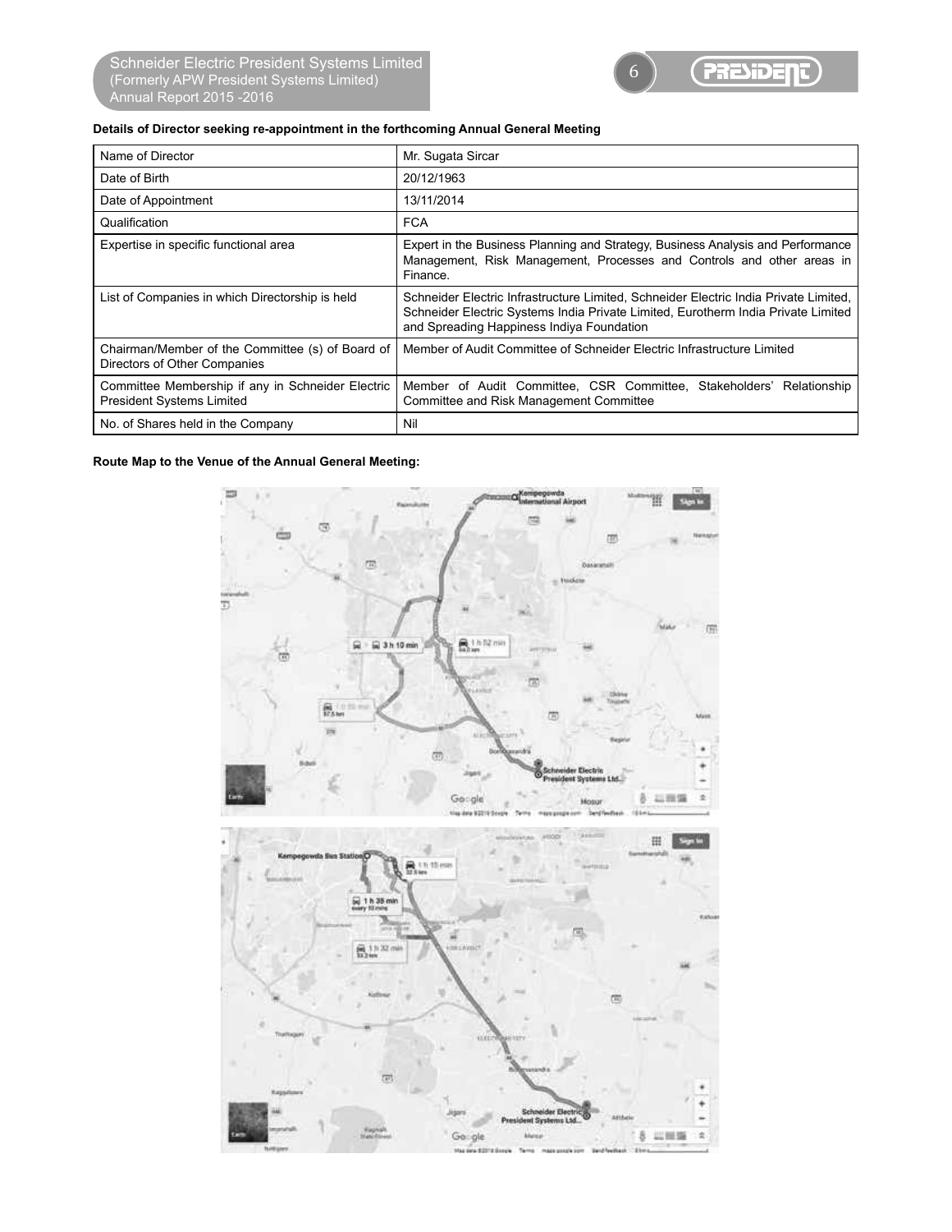**Details of Director seeking re-appointment in the forthcoming Annual General Meeting**

| | |
|---|---|
| Name of Director | Mr. Sugata Sircar |
| Date of Birth | 20/12/1963 |
| Date of Appointment | 13/11/2014 |
| Qualification | FCA |
| Expertise in specific functional area | Expert in the Business Planning and Strategy, Business Analysis and Performance Management, Risk Management, Processes and Controls and other areas in Finance. |
| List of Companies in which Directorship is held | Schneider Electric Infrastructure Limited, Schneider Electric India Private Limited, Schneider Electric Systems India Private Limited, Eurotherm India Private Limited and Spreading Happiness Indiya Foundation |
| Chairman/Member of the Committee (s) of Board of Directors of Other Companies | Member of Audit Committee of Schneider Electric Infrastructure Limited |
| Committee Membership if any in Schneider Electric President Systems Limited | Member of Audit Committee, CSR Committee, Stakeholders' Relationship Committee and Risk Management Committee |
| No. of Shares held in the Company | Nil |

**Route Map to the Venue of the Annual General Meeting:**

Kempegowda International Airport

3 h 10 min

1 h 52 min

Schneider Electric President Systems Ltd.

Kempegowda Bus Station

1 h 15 min

1 h 35 min

1 h 32 min

Schneider Electric President Systems Ltd.